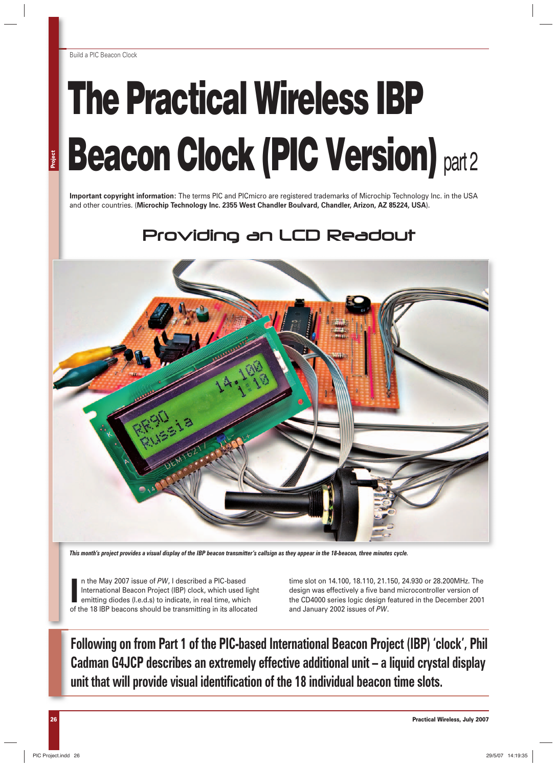# The Practical Wireless IBP Beacon Clock (PIC Version) part 2

**Important copyright information**: The terms PIC and PICmicro are registered trademarks of Microchip Technology Inc. in the USA and other countries. (**Microchip Technology Inc. 2355 West Chandler Boulvard, Chandler, Arizon, AZ 85224, USA**).

## Providing an LCD Readout

*This month's project provides a visual display of the IBP beacon transmitter's callsign as they appear in the 18-beacon, three minutes cycle.*

**Following on from Part 1 of the PIC-based International Beacon Project (IBP) 'clock', Phil Cadman G4JCP describes an extremely effective additional unit – a liquid crystal display unit that will provide visual identification of the 18 individual beacon time slots.**

In the May 2007 issue of *PW*, I described a PIC-based International Beacon Project (IBP) clock, which used light emitting diodes (l.e.d.s) to indicate, in real time, which of the 18 IBP beacons should be transmitting in its allocated time slot on 14.100, 18.110, 21.150, 24.930 or 28.200MHz. The design was effectively a five band microcontroller version of the CD4000 series logic design featured in the December 2001 and January 2002 issues of *PW*.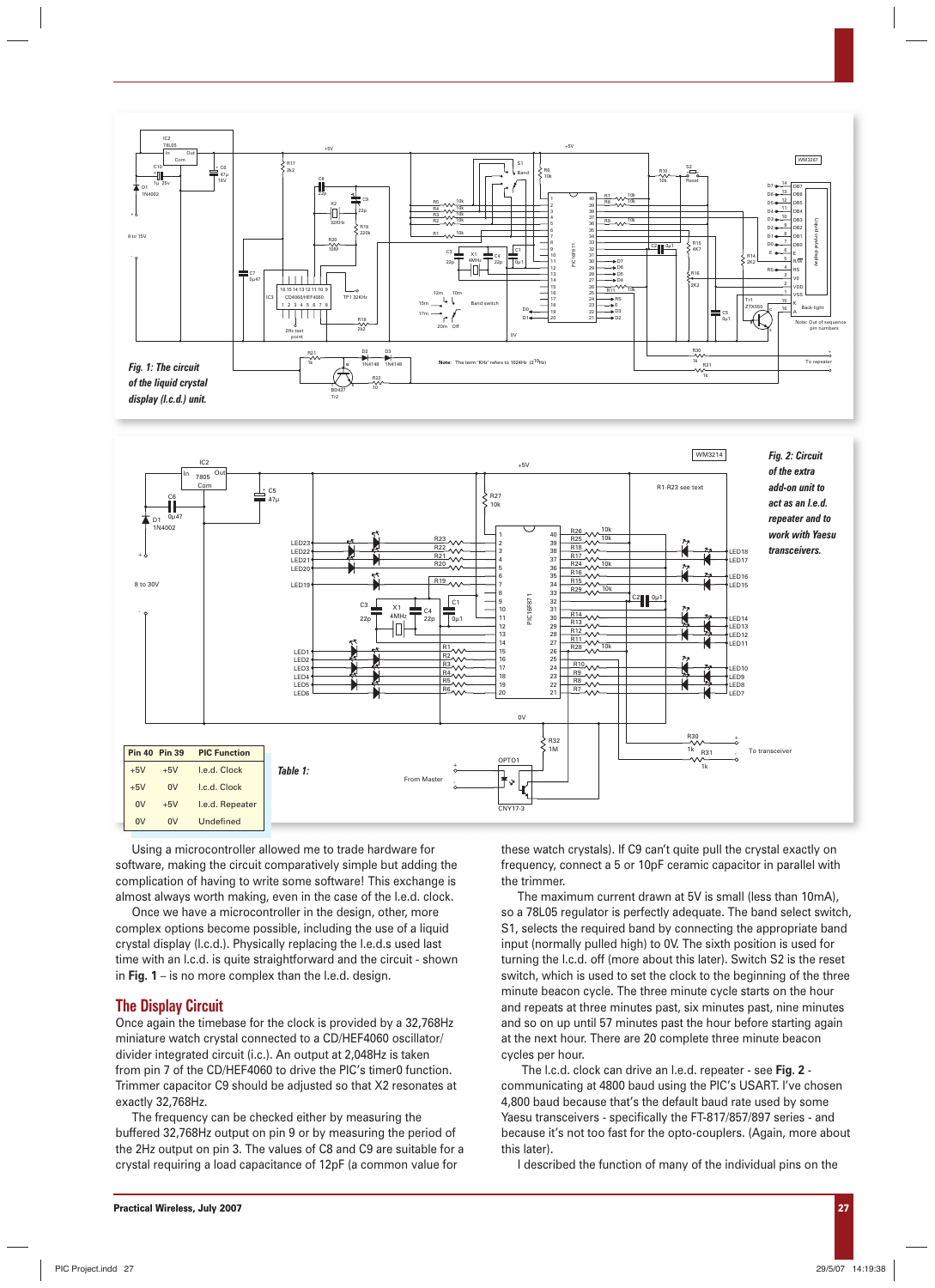*Fig. 1: The circuit of the liquid crystal display (l.c.d.) unit.*

*Fig. 2: Circuit of the extra add-on unit to act as an l.e.d. repeater and to work with Yaesu transceivers.*

Table 1:

| Pin 40 | Pin 39 | PIC Function |
|---|---|---|
| +5V | +5V | l.e.d. Clock |
| +5V | 0V | l.c.d. Clock |
| 0V | +5V | l.e.d. Repeater |
| 0V | 0V | Undefined |

Using a microcontroller allowed me to trade hardware for software, making the circuit comparatively simple but adding the complication of having to write some software! This exchange is almost always worth making, even in the case of the l.e.d. clock.

Once we have a microcontroller in the design, other, more complex options become possible, including the use of a liquid crystal display (l.c.d.). Physically replacing the l.e.d.s used last time with an l.c.d. is quite straightforward and the circuit - shown in **Fig. 1** – is no more complex than the l.e.d. design.

## The Display Circuit

Once again the timebase for the clock is provided by a 32,768Hz miniature watch crystal connected to a CD/HEF4060 oscillator/ divider integrated circuit (i.c.). An output at 2,048Hz is taken from pin 7 of the CD/HEF4060 to drive the PIC's timer0 function. Trimmer capacitor C9 should be adjusted so that X2 resonates at exactly 32,768Hz.

The frequency can be checked either by measuring the buffered 32,768Hz output on pin 9 or by measuring the period of the 2Hz output on pin 3. The values of C8 and C9 are suitable for a crystal requiring a load capacitance of 12pF (a common value for these watch crystals). If C9 can't quite pull the crystal exactly on frequency, connect a 5 or 10pF ceramic capacitor in parallel with the trimmer.

The maximum current drawn at 5V is small (less than 10mA), so a 78L05 regulator is perfectly adequate. The band select switch, S1, selects the required band by connecting the appropriate band input (normally pulled high) to 0V. The sixth position is used for turning the l.c.d. off (more about this later). Switch S2 is the reset switch, which is used to set the clock to the beginning of the three minute beacon cycle. The three minute cycle starts on the hour and repeats at three minutes past, six minutes past, nine minutes and so on up until 57 minutes past the hour before starting again at the next hour. There are 20 complete three minute beacon cycles per hour.

The l.c.d. clock can drive an l.e.d. repeater - see **Fig. 2** - communicating at 4800 baud using the PIC's USART. I've chosen 4,800 baud because that's the default baud rate used by some Yaesu transceivers - specifically the FT-817/857/897 series - and because it's not too fast for the opto-couplers. (Again, more about this later).

I described the function of many of the individual pins on the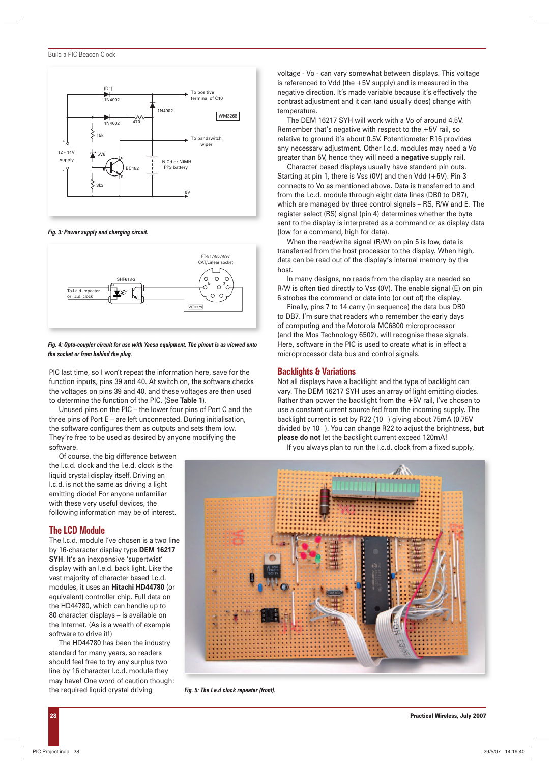Fig. 3: Power supply and charging circuit.

Fig. 4: Opto-coupler circuit for use with Yaesu equipment. The pinout is as viewed onto the socket or from behind the plug.

PIC last time, so I won't repeat the information here, save for the function inputs, pins 39 and 40. At switch on, the software checks the voltages on pins 39 and 40, and these voltages are then used to determine the function of the PIC. (See **Table 1**).

Unused pins on the PIC – the lower four pins of Port C and the three pins of Port E – are left unconnected. During initialisation, the software configures them as outputs and sets them low. They're free to be used as desired by anyone modifying the software.

Of course, the big difference between the l.c.d. clock and the l.e.d. clock is the liquid crystal display itself. Driving an l.c.d. is not the same as driving a light emitting diode! For anyone unfamiliar with these very useful devices, the following information may be of interest.

## The LCD Module

The l.c.d. module I've chosen is a two line by 16-character display type **DEM 16217 SYH**. It's an inexpensive 'supertwist' display with an l.e.d. back light. Like the vast majority of character based l.c.d. modules, it uses an **Hitachi HD44780** (or equivalent) controller chip. Full data on the HD44780, which can handle up to 80 character displays – is available on the Internet. (As is a wealth of example software to drive it!)

The HD44780 has been the industry standard for many years, so readers should feel free to try any surplus two line by 16 character l.c.d. module they may have! One word of caution though: the required liquid crystal driving voltage - Vo - can vary somewhat between displays. This voltage is referenced to Vdd (the +5V supply) and is measured in the negative direction. It's made variable because it's effectively the contrast adjustment and it can (and usually does) change with temperature.

The DEM 16217 SYH will work with a Vo of around 4.5V. Remember that's negative with respect to the +5V rail, so relative to ground it's about 0.5V. Potentiometer R16 provides any necessary adjustment. Other l.c.d. modules may need a Vo greater than 5V, hence they will need a **negative** supply rail.

Character based displays usually have standard pin outs. Starting at pin 1, there is Vss (0V) and then Vdd (+5V). Pin 3 connects to Vo as mentioned above. Data is transferred to and from the l.c.d. module through eight data lines (DB0 to DB7), which are managed by three control signals – RS, R/W and E. The register select (RS) signal (pin 4) determines whether the byte sent to the display is interpreted as a command or as display data (low for a command, high for data).

When the read/write signal (R/W) on pin 5 is low, data is transferred from the host processor to the display. When high, data can be read out of the display's internal memory by the host.

In many designs, no reads from the display are needed so R/W is often tied directly to Vss (0V). The enable signal (E) on pin 6 strobes the command or data into (or out of) the display.

Finally, pins 7 to 14 carry (in sequence) the data bus DB0 to DB7. I'm sure that readers who remember the early days of computing and the Motorola MC6800 microprocessor (and the Mos Technology 6502), will recognise these signals. Here, software in the PIC is used to create what is in effect a microprocessor data bus and control signals.

## Backlights & Variations

Not all displays have a backlight and the type of backlight can vary. The DEM 16217 SYH uses an array of light emitting diodes. Rather than power the backlight from the +5V rail, I've chosen to use a constant current source fed from the incoming supply. The backlight current is set by R22 (10 Ω) giving about 75mA (0.75V divided by 10 Ω). You can change R22 to adjust the brightness, **but please do not** let the backlight current exceed 120mA!

If you always plan to run the l.c.d. clock from a fixed supply,

Fig. 5: The l.e.d clock repeater (front).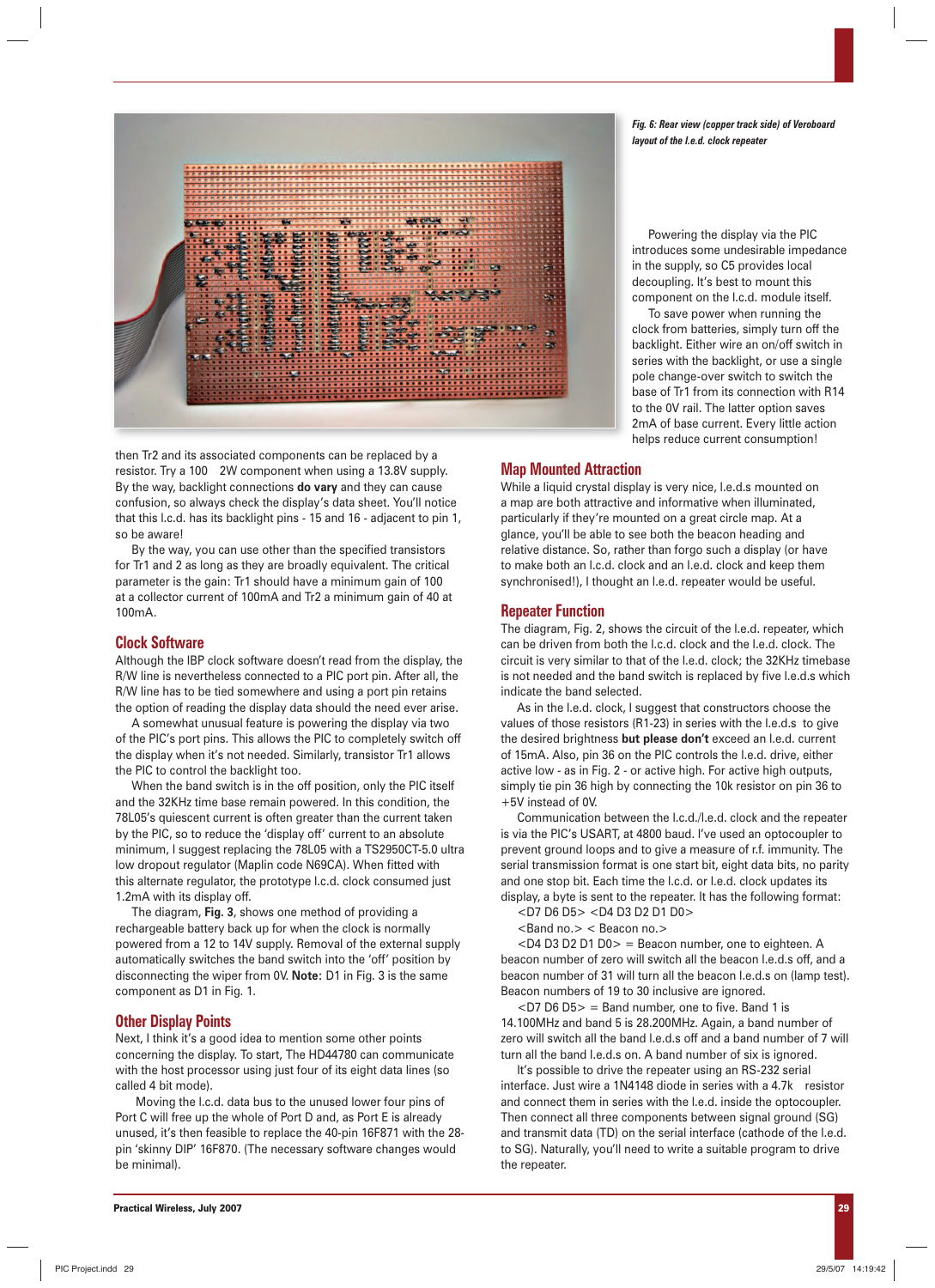*Fig. 6: Rear view (copper track side) of Veroboard layout of the l.e.d. clock repeater*

then Tr2 and its associated components can be replaced by a resistor. Try a 100 2W component when using a 13.8V supply. By the way, backlight connections **do vary** and they can cause confusion, so always check the display's data sheet. You'll notice that this l.c.d. has its backlight pins - 15 and 16 - adjacent to pin 1, so be aware!

By the way, you can use other than the specified transistors for Tr1 and 2 as long as they are broadly equivalent. The critical parameter is the gain: Tr1 should have a minimum gain of 100 at a collector current of 100mA and Tr2 a minimum gain of 40 at 100mA.

## Clock Software

Although the IBP clock software doesn't read from the display, the R/W line is nevertheless connected to a PIC port pin. After all, the R/W line has to be tied somewhere and using a port pin retains the option of reading the display data should the need ever arise.

A somewhat unusual feature is powering the display via two of the PIC's port pins. This allows the PIC to completely switch off the display when it's not needed. Similarly, transistor Tr1 allows the PIC to control the backlight too.

When the band switch is in the off position, only the PIC itself and the 32KHz time base remain powered. In this condition, the 78L05's quiescent current is often greater than the current taken by the PIC, so to reduce the 'display off' current to an absolute minimum, I suggest replacing the 78L05 with a TS2950CT-5.0 ultra low dropout regulator (Maplin code N69CA). When fitted with this alternate regulator, the prototype l.c.d. clock consumed just 1.2mA with its display off.

The diagram, **Fig. 3**, shows one method of providing a rechargeable battery back up for when the clock is normally powered from a 12 to 14V supply. Removal of the external supply automatically switches the band switch into the 'off' position by disconnecting the wiper from 0V. **Note:** D1 in Fig. 3 is the same component as D1 in Fig. 1.

## Other Display Points

Next, I think it's a good idea to mention some other points concerning the display. To start, The HD44780 can communicate with the host processor using just four of its eight data lines (so called 4 bit mode).

Moving the l.c.d. data bus to the unused lower four pins of Port C will free up the whole of Port D and, as Port E is already unused, it's then feasible to replace the 40-pin 16F871 with the 28-pin 'skinny DIP' 16F870. (The necessary software changes would be minimal).

Powering the display via the PIC introduces some undesirable impedance in the supply, so C5 provides local decoupling. It's best to mount this component on the l.c.d. module itself.

To save power when running the clock from batteries, simply turn off the backlight. Either wire an on/off switch in series with the backlight, or use a single pole change-over switch to switch the base of Tr1 from its connection with R14 to the 0V rail. The latter option saves 2mA of base current. Every little action helps reduce current consumption!

## Map Mounted Attraction

While a liquid crystal display is very nice, l.e.d.s mounted on a map are both attractive and informative when illuminated, particularly if they're mounted on a great circle map. At a glance, you'll be able to see both the beacon heading and relative distance. So, rather than forgo such a display (or have to make both an l.c.d. clock and an l.e.d. clock and keep them synchronised!), I thought an l.e.d. repeater would be useful.

## Repeater Function

The diagram, Fig. 2, shows the circuit of the l.e.d. repeater, which can be driven from both the l.c.d. clock and the l.e.d. clock. The circuit is very similar to that of the l.e.d. clock; the 32KHz timebase is not needed and the band switch is replaced by five l.e.d.s which indicate the band selected.

As in the l.e.d. clock, I suggest that constructors choose the values of those resistors (R1-23) in series with the l.e.d.s to give the desired brightness **but please don't** exceed an l.e.d. current of 15mA. Also, pin 36 on the PIC controls the l.e.d. drive, either active low - as in Fig. 2 - or active high. For active high outputs, simply tie pin 36 high by connecting the 10k resistor on pin 36 to +5V instead of 0V.

Communication between the l.c.d./l.e.d. clock and the repeater is via the PIC's USART, at 4800 baud. I've used an optocoupler to prevent ground loops and to give a measure of r.f. immunity. The serial transmission format is one start bit, eight data bits, no parity and one stop bit. Each time the l.c.d. or l.e.d. clock updates its display, a byte is sent to the repeater. It has the following format:

<D7 D6 D5> <D4 D3 D2 D1 D0>

<Band no.> < Beacon no.>

<D4 D3 D2 D1 D0> = Beacon number, one to eighteen. A beacon number of zero will switch all the beacon l.e.d.s off, and a beacon number of 31 will turn all the beacon l.e.d.s on (lamp test). Beacon numbers of 19 to 30 inclusive are ignored.

<D7 D6 D5> = Band number, one to five. Band 1 is 14.100MHz and band 5 is 28.200MHz. Again, a band number of zero will switch all the band l.e.d.s off and a band number of 7 will turn all the band l.e.d.s on. A band number of six is ignored.

It's possible to drive the repeater using an RS-232 serial interface. Just wire a 1N4148 diode in series with a 4.7k resistor and connect them in series with the l.e.d. inside the optocoupler. Then connect all three components between signal ground (SG) and transmit data (TD) on the serial interface (cathode of the l.e.d. to SG). Naturally, you'll need to write a suitable program to drive the repeater.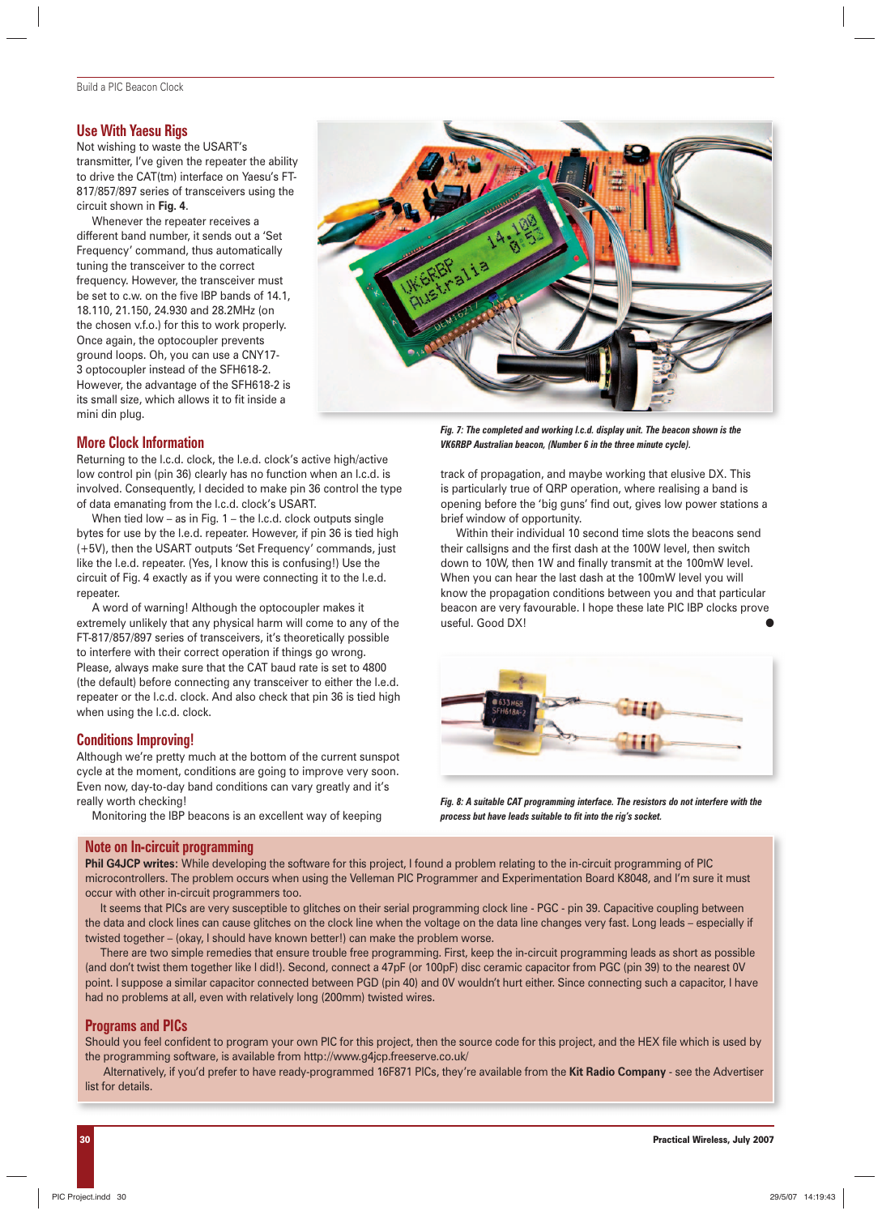## Use With Yaesu Rigs

Not wishing to waste the USART's transmitter, I've given the repeater the ability to drive the CAT(tm) interface on Yaesu's FT-817/857/897 series of transceivers using the circuit shown in **Fig. 4**.

Whenever the repeater receives a different band number, it sends out a 'Set Frequency' command, thus automatically tuning the transceiver to the correct frequency. However, the transceiver must be set to c.w. on the five IBP bands of 14.1, 18.110, 21.150, 24.930 and 28.2MHz (on the chosen v.f.o.) for this to work properly. Once again, the optocoupler prevents ground loops. Oh, you can use a CNY17-3 optocoupler instead of the SFH618-2. However, the advantage of the SFH618-2 is its small size, which allows it to fit inside a mini din plug.

## More Clock Information

Returning to the l.c.d. clock, the l.e.d. clock's active high/active low control pin (pin 36) clearly has no function when an l.c.d. is involved. Consequently, I decided to make pin 36 control the type of data emanating from the l.c.d. clock's USART.

When tied low – as in Fig. 1 – the l.c.d. clock outputs single bytes for use by the l.e.d. repeater. However, if pin 36 is tied high (+5V), then the USART outputs 'Set Frequency' commands, just like the l.e.d. repeater. (Yes, I know this is confusing!) Use the circuit of Fig. 4 exactly as if you were connecting it to the l.e.d. repeater.

A word of warning! Although the optocoupler makes it extremely unlikely that any physical harm will come to any of the FT-817/857/897 series of transceivers, it's theoretically possible to interfere with their correct operation if things go wrong. Please, always make sure that the CAT baud rate is set to 4800 (the default) before connecting any transceiver to either the l.e.d. repeater or the l.c.d. clock. And also check that pin 36 is tied high when using the l.c.d. clock.

## Conditions Improving!

Although we're pretty much at the bottom of the current sunspot cycle at the moment, conditions are going to improve very soon. Even now, day-to-day band conditions can vary greatly and it's really worth checking!

Monitoring the IBP beacons is an excellent way of keeping track of propagation, and maybe working that elusive DX. This is particularly true of QRP operation, where realising a band is opening before the 'big guns' find out, gives low power stations a brief window of opportunity.

Within their individual 10 second time slots the beacons send their callsigns and the first dash at the 100W level, then switch down to 10W, then 1W and finally transmit at the 100mW level. When you can hear the last dash at the 100mW level you will know the propagation conditions between you and that particular beacon are very favourable. I hope these late PIC IBP clocks prove useful. Good DX!

*Fig. 7: The completed and working l.c.d. display unit. The beacon shown is the VK6RBP Australian beacon, (Number 6 in the three minute cycle).*

*Fig. 8: A suitable CAT programming interface. The resistors do not interfere with the process but have leads suitable to fit into the rig's socket.*

## Note on In-circuit programming

**Phil G4JCP writes:** While developing the software for this project, I found a problem relating to the in-circuit programming of PIC microcontrollers. The problem occurs when using the Velleman PIC Programmer and Experimentation Board K8048, and I'm sure it must occur with other in-circuit programmers too.

It seems that PICs are very susceptible to glitches on their serial programming clock line - PGC - pin 39. Capacitive coupling between the data and clock lines can cause glitches on the clock line when the voltage on the data line changes very fast. Long leads – especially if twisted together – (okay, I should have known better!) can make the problem worse.

There are two simple remedies that ensure trouble free programming. First, keep the in-circuit programming leads as short as possible (and don't twist them together like I did!). Second, connect a 47pF (or 100pF) disc ceramic capacitor from PGC (pin 39) to the nearest 0V point. I suppose a similar capacitor connected between PGD (pin 40) and 0V wouldn't hurt either. Since connecting such a capacitor, I have had no problems at all, even with relatively long (200mm) twisted wires.

## Programs and PICs

Should you feel confident to program your own PIC for this project, then the source code for this project, and the HEX file which is used by the programming software, is available from http://www.g4jcp.freeserve.co.uk/

Alternatively, if you'd prefer to have ready-programmed 16F871 PICs, they're available from the **Kit Radio Company** - see the Advertiser list for details.